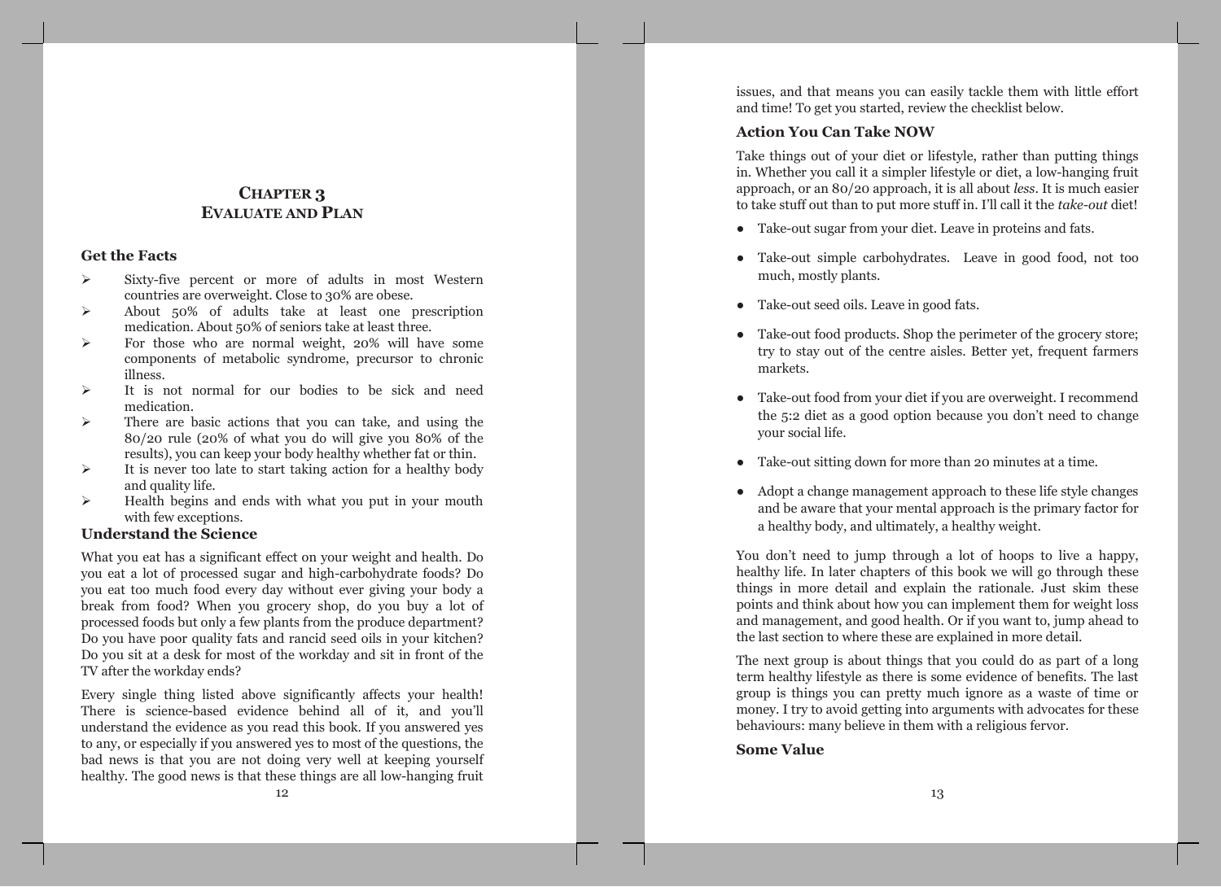# Chapter 3
# Evaluate and Plan

### Get the Facts

- Sixty-five percent or more of adults in most Western countries are overweight. Close to 30% are obese.
- About 50% of adults take at least one prescription medication. About 50% of seniors take at least three.
- For those who are normal weight, 20% will have some components of metabolic syndrome, precursor to chronic illness.
- It is not normal for our bodies to be sick and need medication.
- There are basic actions that you can take, and using the 80/20 rule (20% of what you do will give you 80% of the results), you can keep your body healthy whether fat or thin.
- It is never too late to start taking action for a healthy body and quality life.
- Health begins and ends with what you put in your mouth with few exceptions.

### Understand the Science

What you eat has a significant effect on your weight and health. Do you eat a lot of processed sugar and high-carbohydrate foods? Do you eat too much food every day without ever giving your body a break from food? When you grocery shop, do you buy a lot of processed foods but only a few plants from the produce department? Do you have poor quality fats and rancid seed oils in your kitchen? Do you sit at a desk for most of the workday and sit in front of the TV after the workday ends?

Every single thing listed above significantly affects your health! There is science-based evidence behind all of it, and you'll understand the evidence as you read this book. If you answered yes to any, or especially if you answered yes to most of the questions, the bad news is that you are not doing very well at keeping yourself healthy. The good news is that these things are all low-hanging fruit issues, and that means you can easily tackle them with little effort and time! To get you started, review the checklist below.

### Action You Can Take NOW

Take things out of your diet or lifestyle, rather than putting things in. Whether you call it a simpler lifestyle or diet, a low-hanging fruit approach, or an 80/20 approach, it is all about *less*. It is much easier to take stuff out than to put more stuff in. I'll call it the *take-out* diet!

- Take-out sugar from your diet. Leave in proteins and fats.
- Take-out simple carbohydrates. Leave in good food, not too much, mostly plants.
- Take-out seed oils. Leave in good fats.
- Take-out food products. Shop the perimeter of the grocery store; try to stay out of the centre aisles. Better yet, frequent farmers markets.
- Take-out food from your diet if you are overweight. I recommend the 5:2 diet as a good option because you don't need to change your social life.
- Take-out sitting down for more than 20 minutes at a time.
- Adopt a change management approach to these life style changes and be aware that your mental approach is the primary factor for a healthy body, and ultimately, a healthy weight.

You don't need to jump through a lot of hoops to live a happy, healthy life. In later chapters of this book we will go through these things in more detail and explain the rationale. Just skim these points and think about how you can implement them for weight loss and management, and good health. Or if you want to, jump ahead to the last section to where these are explained in more detail.

The next group is about things that you could do as part of a long term healthy lifestyle as there is some evidence of benefits. The last group is things you can pretty much ignore as a waste of time or money. I try to avoid getting into arguments with advocates for these behaviours: many believe in them with a religious fervor.

### Some Value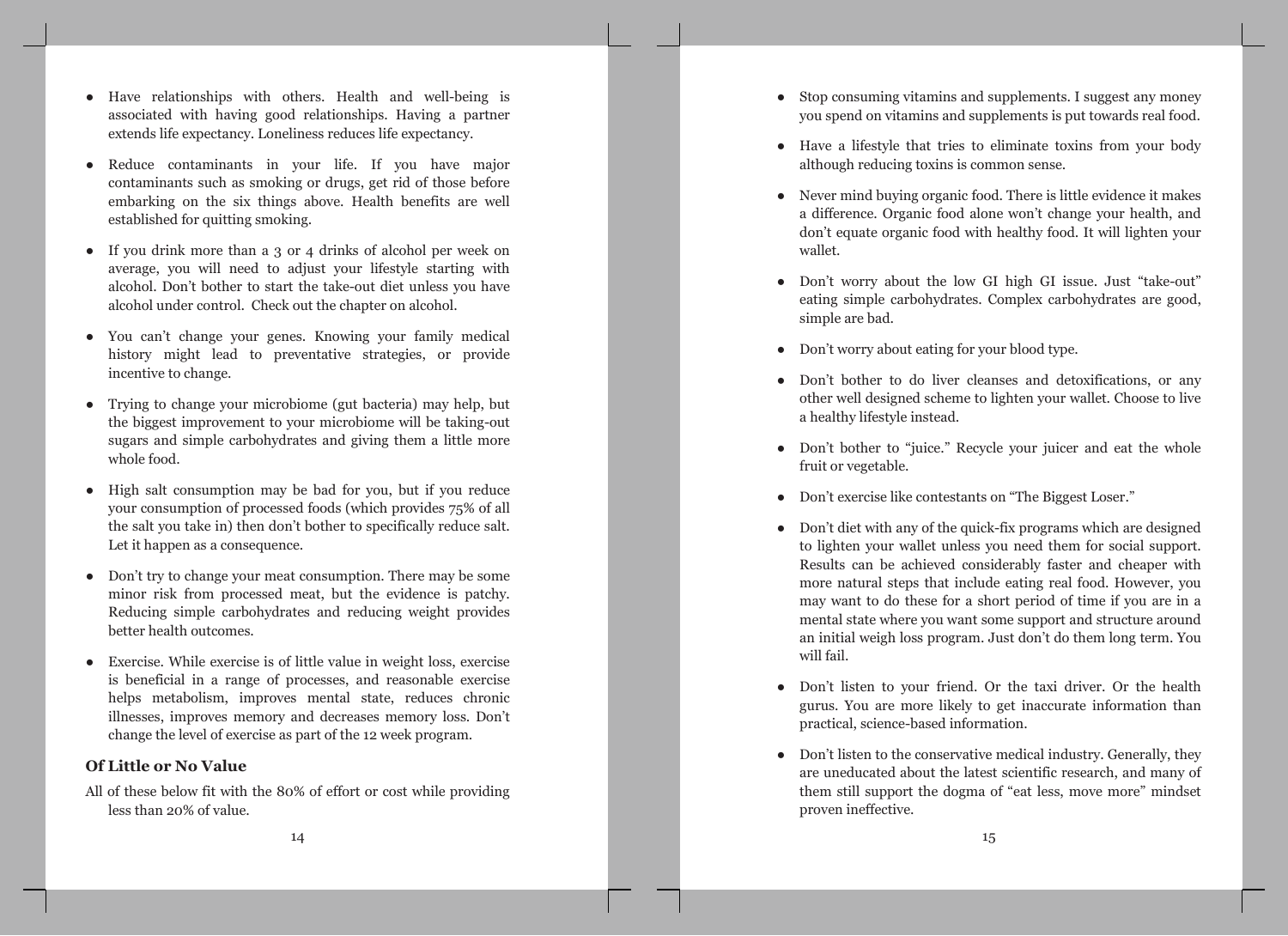- Have relationships with others. Health and well-being is associated with having good relationships. Having a partner extends life expectancy. Loneliness reduces life expectancy.
- Reduce contaminants in your life. If you have major contaminants such as smoking or drugs, get rid of those before embarking on the six things above. Health benefits are well established for quitting smoking.
- If you drink more than a 3 or 4 drinks of alcohol per week on average, you will need to adjust your lifestyle starting with alcohol. Don't bother to start the take-out diet unless you have alcohol under control. Check out the chapter on alcohol.
- You can't change your genes. Knowing your family medical history might lead to preventative strategies, or provide incentive to change.
- Trying to change your microbiome (gut bacteria) may help, but the biggest improvement to your microbiome will be taking-out sugars and simple carbohydrates and giving them a little more whole food.
- High salt consumption may be bad for you, but if you reduce your consumption of processed foods (which provides 75% of all the salt you take in) then don't bother to specifically reduce salt. Let it happen as a consequence.
- Don't try to change your meat consumption. There may be some minor risk from processed meat, but the evidence is patchy. Reducing simple carbohydrates and reducing weight provides better health outcomes.
- Exercise. While exercise is of little value in weight loss, exercise is beneficial in a range of processes, and reasonable exercise helps metabolism, improves mental state, reduces chronic illnesses, improves memory and decreases memory loss. Don't change the level of exercise as part of the 12 week program.

### Of Little or No Value

All of these below fit with the 80% of effort or cost while providing less than 20% of value.

- Stop consuming vitamins and supplements. I suggest any money you spend on vitamins and supplements is put towards real food.
- Have a lifestyle that tries to eliminate toxins from your body although reducing toxins is common sense.
- Never mind buying organic food. There is little evidence it makes a difference. Organic food alone won't change your health, and don't equate organic food with healthy food. It will lighten your wallet.
- Don't worry about the low GI high GI issue. Just "take-out" eating simple carbohydrates. Complex carbohydrates are good, simple are bad.
- Don't worry about eating for your blood type.
- Don't bother to do liver cleanses and detoxifications, or any other well designed scheme to lighten your wallet. Choose to live a healthy lifestyle instead.
- Don't bother to "juice." Recycle your juicer and eat the whole fruit or vegetable.
- Don't exercise like contestants on "The Biggest Loser."
- Don't diet with any of the quick-fix programs which are designed to lighten your wallet unless you need them for social support. Results can be achieved considerably faster and cheaper with more natural steps that include eating real food. However, you may want to do these for a short period of time if you are in a mental state where you want some support and structure around an initial weigh loss program. Just don't do them long term. You will fail.
- Don't listen to your friend. Or the taxi driver. Or the health gurus. You are more likely to get inaccurate information than practical, science-based information.
- Don't listen to the conservative medical industry. Generally, they are uneducated about the latest scientific research, and many of them still support the dogma of "eat less, move more" mindset proven ineffective.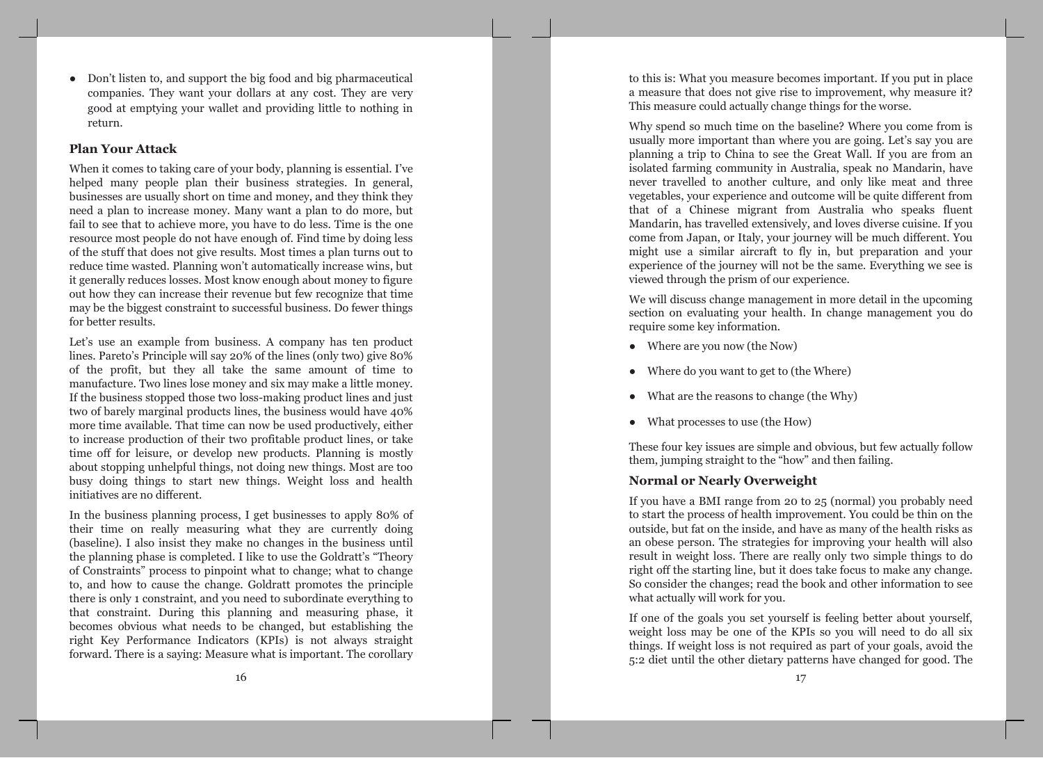- Don't listen to, and support the big food and big pharmaceutical companies. They want your dollars at any cost. They are very good at emptying your wallet and providing little to nothing in return.

### Plan Your Attack

When it comes to taking care of your body, planning is essential. I've helped many people plan their business strategies. In general, businesses are usually short on time and money, and they think they need a plan to increase money. Many want a plan to do more, but fail to see that to achieve more, you have to do less. Time is the one resource most people do not have enough of. Find time by doing less of the stuff that does not give results. Most times a plan turns out to reduce time wasted. Planning won't automatically increase wins, but it generally reduces losses. Most know enough about money to figure out how they can increase their revenue but few recognize that time may be the biggest constraint to successful business. Do fewer things for better results.

Let's use an example from business. A company has ten product lines. Pareto's Principle will say 20% of the lines (only two) give 80% of the profit, but they all take the same amount of time to manufacture. Two lines lose money and six may make a little money. If the business stopped those two loss-making product lines and just two of barely marginal products lines, the business would have 40% more time available. That time can now be used productively, either to increase production of their two profitable product lines, or take time off for leisure, or develop new products. Planning is mostly about stopping unhelpful things, not doing new things. Most are too busy doing things to start new things. Weight loss and health initiatives are no different.

In the business planning process, I get businesses to apply 80% of their time on really measuring what they are currently doing (baseline). I also insist they make no changes in the business until the planning phase is completed. I like to use the Goldratt's "Theory of Constraints" process to pinpoint what to change; what to change to, and how to cause the change. Goldratt promotes the principle there is only 1 constraint, and you need to subordinate everything to that constraint. During this planning and measuring phase, it becomes obvious what needs to be changed, but establishing the right Key Performance Indicators (KPIs) is not always straight forward. There is a saying: Measure what is important. The corollary to this is: What you measure becomes important. If you put in place a measure that does not give rise to improvement, why measure it? This measure could actually change things for the worse.

Why spend so much time on the baseline? Where you come from is usually more important than where you are going. Let's say you are planning a trip to China to see the Great Wall. If you are from an isolated farming community in Australia, speak no Mandarin, have never travelled to another culture, and only like meat and three vegetables, your experience and outcome will be quite different from that of a Chinese migrant from Australia who speaks fluent Mandarin, has travelled extensively, and loves diverse cuisine. If you come from Japan, or Italy, your journey will be much different. You might use a similar aircraft to fly in, but preparation and your experience of the journey will not be the same. Everything we see is viewed through the prism of our experience.

We will discuss change management in more detail in the upcoming section on evaluating your health. In change management you do require some key information.

- Where are you now (the Now)
- Where do you want to get to (the Where)
- What are the reasons to change (the Why)
- What processes to use (the How)

These four key issues are simple and obvious, but few actually follow them, jumping straight to the "how" and then failing.

### Normal or Nearly Overweight

If you have a BMI range from 20 to 25 (normal) you probably need to start the process of health improvement. You could be thin on the outside, but fat on the inside, and have as many of the health risks as an obese person. The strategies for improving your health will also result in weight loss. There are really only two simple things to do right off the starting line, but it does take focus to make any change. So consider the changes; read the book and other information to see what actually will work for you.

If one of the goals you set yourself is feeling better about yourself, weight loss may be one of the KPIs so you will need to do all six things. If weight loss is not required as part of your goals, avoid the 5:2 diet until the other dietary patterns have changed for good. The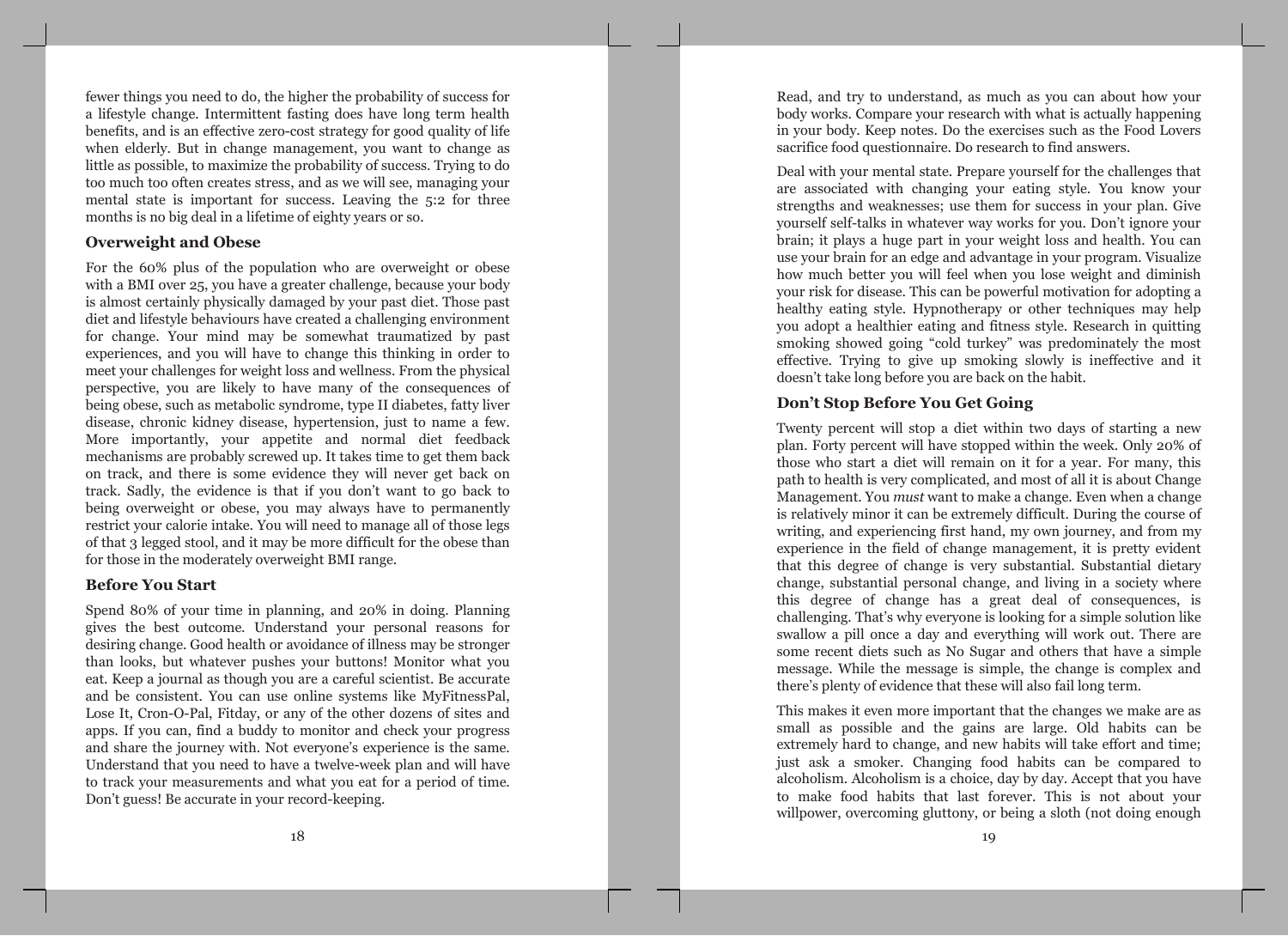fewer things you need to do, the higher the probability of success for a lifestyle change. Intermittent fasting does have long term health benefits, and is an effective zero-cost strategy for good quality of life when elderly. But in change management, you want to change as little as possible, to maximize the probability of success. Trying to do too much too often creates stress, and as we will see, managing your mental state is important for success. Leaving the 5:2 for three months is no big deal in a lifetime of eighty years or so.

### Overweight and Obese

For the 60% plus of the population who are overweight or obese with a BMI over 25, you have a greater challenge, because your body is almost certainly physically damaged by your past diet. Those past diet and lifestyle behaviours have created a challenging environment for change. Your mind may be somewhat traumatized by past experiences, and you will have to change this thinking in order to meet your challenges for weight loss and wellness. From the physical perspective, you are likely to have many of the consequences of being obese, such as metabolic syndrome, type II diabetes, fatty liver disease, chronic kidney disease, hypertension, just to name a few. More importantly, your appetite and normal diet feedback mechanisms are probably screwed up. It takes time to get them back on track, and there is some evidence they will never get back on track. Sadly, the evidence is that if you don't want to go back to being overweight or obese, you may always have to permanently restrict your calorie intake. You will need to manage all of those legs of that 3 legged stool, and it may be more difficult for the obese than for those in the moderately overweight BMI range.

### Before You Start

Spend 80% of your time in planning, and 20% in doing. Planning gives the best outcome. Understand your personal reasons for desiring change. Good health or avoidance of illness may be stronger than looks, but whatever pushes your buttons! Monitor what you eat. Keep a journal as though you are a careful scientist. Be accurate and be consistent. You can use online systems like MyFitnessPal, Lose It, Cron-O-Pal, Fitday, or any of the other dozens of sites and apps. If you can, find a buddy to monitor and check your progress and share the journey with. Not everyone's experience is the same. Understand that you need to have a twelve-week plan and will have to track your measurements and what you eat for a period of time. Don't guess! Be accurate in your record-keeping.

Read, and try to understand, as much as you can about how your body works. Compare your research with what is actually happening in your body. Keep notes. Do the exercises such as the Food Lovers sacrifice food questionnaire. Do research to find answers.

Deal with your mental state. Prepare yourself for the challenges that are associated with changing your eating style. You know your strengths and weaknesses; use them for success in your plan. Give yourself self-talks in whatever way works for you. Don't ignore your brain; it plays a huge part in your weight loss and health. You can use your brain for an edge and advantage in your program. Visualize how much better you will feel when you lose weight and diminish your risk for disease. This can be powerful motivation for adopting a healthy eating style. Hypnotherapy or other techniques may help you adopt a healthier eating and fitness style. Research in quitting smoking showed going "cold turkey" was predominately the most effective. Trying to give up smoking slowly is ineffective and it doesn't take long before you are back on the habit.

### Don't Stop Before You Get Going

Twenty percent will stop a diet within two days of starting a new plan. Forty percent will have stopped within the week. Only 20% of those who start a diet will remain on it for a year. For many, this path to health is very complicated, and most of all it is about Change Management. You *must* want to make a change. Even when a change is relatively minor it can be extremely difficult. During the course of writing, and experiencing first hand, my own journey, and from my experience in the field of change management, it is pretty evident that this degree of change is very substantial. Substantial dietary change, substantial personal change, and living in a society where this degree of change has a great deal of consequences, is challenging. That's why everyone is looking for a simple solution like swallow a pill once a day and everything will work out. There are some recent diets such as No Sugar and others that have a simple message. While the message is simple, the change is complex and there's plenty of evidence that these will also fail long term.

This makes it even more important that the changes we make are as small as possible and the gains are large. Old habits can be extremely hard to change, and new habits will take effort and time; just ask a smoker. Changing food habits can be compared to alcoholism. Alcoholism is a choice, day by day. Accept that you have to make food habits that last forever. This is not about your willpower, overcoming gluttony, or being a sloth (not doing enough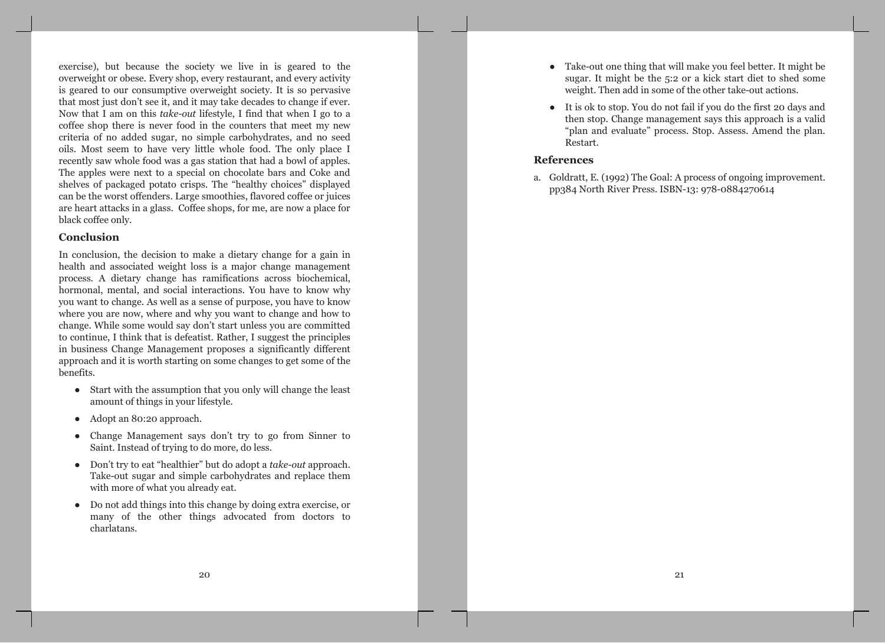exercise), but because the society we live in is geared to the overweight or obese. Every shop, every restaurant, and every activity is geared to our consumptive overweight society. It is so pervasive that most just don't see it, and it may take decades to change if ever. Now that I am on this *take-out* lifestyle, I find that when I go to a coffee shop there is never food in the counters that meet my new criteria of no added sugar, no simple carbohydrates, and no seed oils. Most seem to have very little whole food. The only place I recently saw whole food was a gas station that had a bowl of apples. The apples were next to a special on chocolate bars and Coke and shelves of packaged potato crisps. The "healthy choices" displayed can be the worst offenders. Large smoothies, flavored coffee or juices are heart attacks in a glass. Coffee shops, for me, are now a place for black coffee only.

### Conclusion

In conclusion, the decision to make a dietary change for a gain in health and associated weight loss is a major change management process. A dietary change has ramifications across biochemical, hormonal, mental, and social interactions. You have to know why you want to change. As well as a sense of purpose, you have to know where you are now, where and why you want to change and how to change. While some would say don't start unless you are committed to continue, I think that is defeatist. Rather, I suggest the principles in business Change Management proposes a significantly different approach and it is worth starting on some changes to get some of the benefits.

- Start with the assumption that you only will change the least amount of things in your lifestyle.
- Adopt an 80:20 approach.
- Change Management says don't try to go from Sinner to Saint. Instead of trying to do more, do less.
- Don't try to eat "healthier" but do adopt a *take-out* approach. Take-out sugar and simple carbohydrates and replace them with more of what you already eat.
- Do not add things into this change by doing extra exercise, or many of the other things advocated from doctors to charlatans.
- Take-out one thing that will make you feel better. It might be sugar. It might be the 5:2 or a kick start diet to shed some weight. Then add in some of the other take-out actions.
- It is ok to stop. You do not fail if you do the first 20 days and then stop. Change management says this approach is a valid "plan and evaluate" process. Stop. Assess. Amend the plan. Restart.

### References

a. Goldratt, E. (1992) The Goal: A process of ongoing improvement. pp384 North River Press. ISBN-13: 978-0884270614